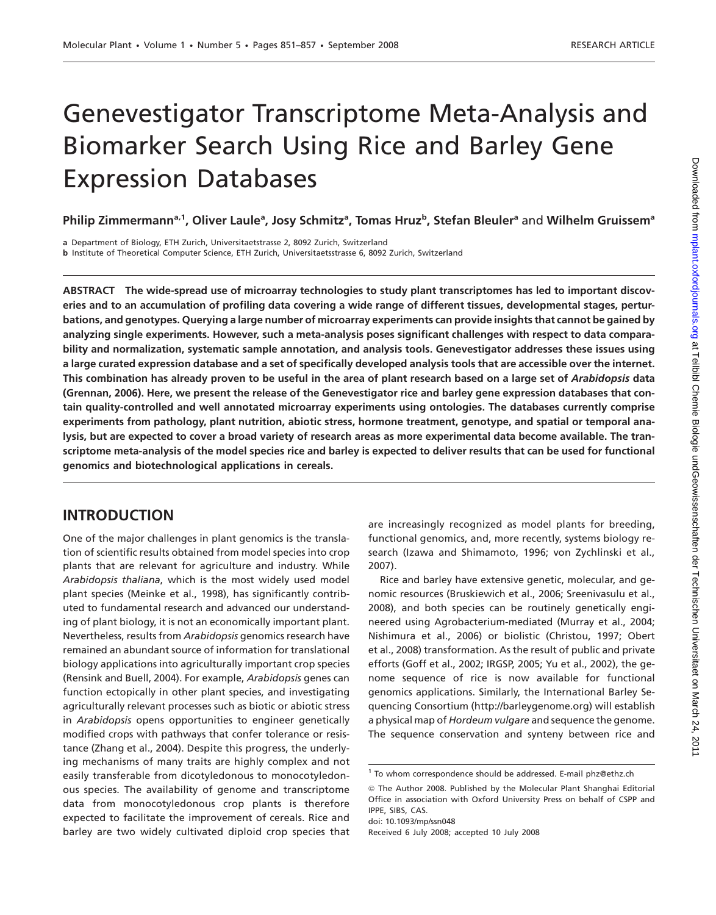# Genevestigator Transcriptome Meta-Analysis and Biomarker Search Using Rice and Barley Gene Expression Databases

**Philip Zimmermann[a,1], Oliver Laule[a], Josy Schmitz[a], Tomas Hruz[b], Stefan Bleuler[a] and Wilhelm Gruissem[a]**

**a** Department of Biology, ETH Zurich, Universitaetstrasse 2, 8092 Zurich, Switzerland

**b** Institute of Theoretical Computer Science, ETH Zurich, Universitaetsstrasse 6, 8092 Zurich, Switzerland

**ABSTRACT The wide-spread use of microarray technologies to study plant transcriptomes has led to important discoveries and to an accumulation of profiling data covering a wide range of different tissues, developmental stages, perturbations, and genotypes. Querying a large number of microarray experiments can provide insights that cannot be gained by analyzing single experiments. However, such a meta-analysis poses significant challenges with respect to data comparability and normalization, systematic sample annotation, and analysis tools. Genevestigator addresses these issues using a large curated expression database and a set of specifically developed analysis tools that are accessible over the internet. This combination has already proven to be useful in the area of plant research based on a large set of *Arabidopsis* data (Grennan, 2006). Here, we present the release of the Genevestigator rice and barley gene expression databases that contain quality-controlled and well annotated microarray experiments using ontologies. The databases currently comprise experiments from pathology, plant nutrition, abiotic stress, hormone treatment, genotype, and spatial or temporal analysis, but are expected to cover a broad variety of research areas as more experimental data become available. The transcriptome meta-analysis of the model species rice and barley is expected to deliver results that can be used for functional genomics and biotechnological applications in cereals.**

## INTRODUCTION

One of the major challenges in plant genomics is the translation of scientific results obtained from model species into crop plants that are relevant for agriculture and industry. While *Arabidopsis thaliana*, which is the most widely used model plant species (Meinke et al., 1998), has significantly contributed to fundamental research and advanced our understanding of plant biology, it is not an economically important plant. Nevertheless, results from *Arabidopsis* genomics research have remained an abundant source of information for translational biology applications into agriculturally important crop species (Rensink and Buell, 2004). For example, *Arabidopsis* genes can function ectopically in other plant species, and investigating agriculturally relevant processes such as biotic or abiotic stress in *Arabidopsis* opens opportunities to engineer genetically modified crops with pathways that confer tolerance or resistance (Zhang et al., 2004). Despite this progress, the underlying mechanisms of many traits are highly complex and not easily transferable from dicotyledonous to monocotyledonous species. The availability of genome and transcriptome data from monocotyledonous crop plants is therefore expected to facilitate the improvement of cereals. Rice and barley are two widely cultivated diploid crop species that are increasingly recognized as model plants for breeding, functional genomics, and, more recently, systems biology research (Izawa and Shimamoto, 1996; von Zychlinski et al., 2007).

Rice and barley have extensive genetic, molecular, and genomic resources (Bruskiewich et al., 2006; Sreenivasulu et al., 2008), and both species can be routinely genetically engineered using Agrobacterium-mediated (Murray et al., 2004; Nishimura et al., 2006) or biolistic (Christou, 1997; Obert et al., 2008) transformation. As the result of public and private efforts (Goff et al., 2002; IRGSP, 2005; Yu et al., 2002), the genome sequence of rice is now available for functional genomics applications. Similarly, the International Barley Sequencing Consortium (http://barleygenome.org) will establish a physical map of *Hordeum vulgare* and sequence the genome. The sequence conservation and synteny between rice and

[1] To whom correspondence should be addressed. E-mail phz@ethz.ch

© The Author 2008. Published by the Molecular Plant Shanghai Editorial Office in association with Oxford University Press on behalf of CSPP and IPPE, SIBS, CAS.

doi: 10.1093/mp/ssn048

Received 6 July 2008; accepted 10 July 2008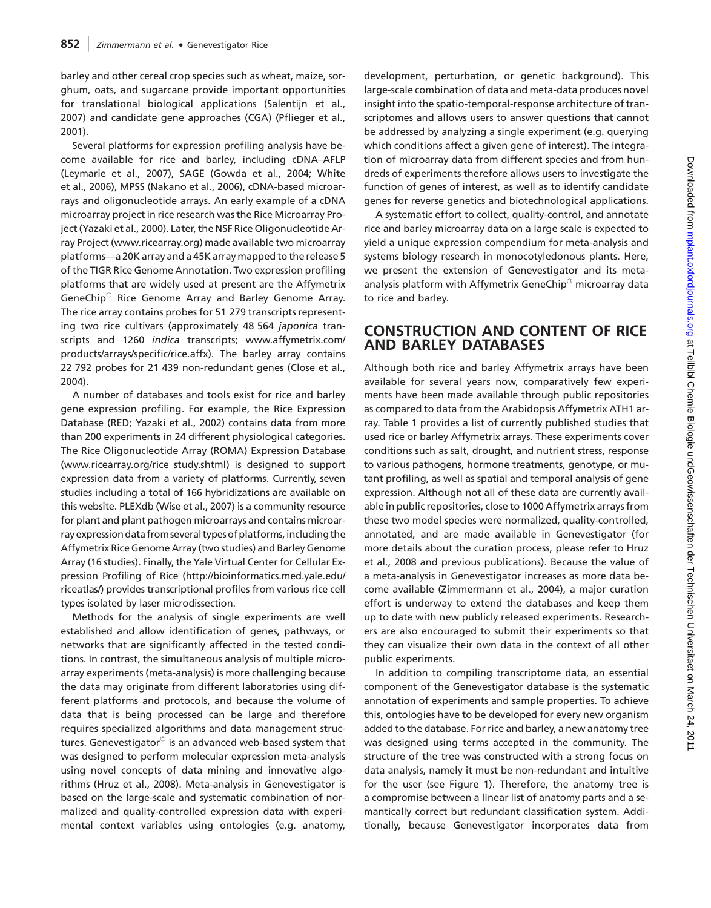barley and other cereal crop species such as wheat, maize, sorghum, oats, and sugarcane provide important opportunities for translational biological applications (Salentijn et al., 2007) and candidate gene approaches (CGA) (Pflieger et al., 2001).

Several platforms for expression profiling analysis have become available for rice and barley, including cDNA–AFLP (Leymarie et al., 2007), SAGE (Gowda et al., 2004; White et al., 2006), MPSS (Nakano et al., 2006), cDNA-based microarrays and oligonucleotide arrays. An early example of a cDNA microarray project in rice research was the Rice Microarray Project (Yazaki et al., 2000). Later, the NSF Rice Oligonucleotide Array Project (www.ricearray.org) made available two microarray platforms—a 20K array and a 45K array mapped to the release 5 of the TIGR Rice Genome Annotation. Two expression profiling platforms that are widely used at present are the Affymetrix GeneChip® Rice Genome Array and Barley Genome Array. The rice array contains probes for 51 279 transcripts representing two rice cultivars (approximately 48 564 *japonica* transcripts and 1260 *indica* transcripts; www.affymetrix.com/products/arrays/specific/rice.affx). The barley array contains 22 792 probes for 21 439 non-redundant genes (Close et al., 2004).

A number of databases and tools exist for rice and barley gene expression profiling. For example, the Rice Expression Database (RED; Yazaki et al., 2002) contains data from more than 200 experiments in 24 different physiological categories. The Rice Oligonucleotide Array (ROMA) Expression Database (www.ricearray.org/rice_study.shtml) is designed to support expression data from a variety of platforms. Currently, seven studies including a total of 166 hybridizations are available on this website. PLEXdb (Wise et al., 2007) is a community resource for plant and plant pathogen microarrays and contains microarray expression data from several types of platforms, including the Affymetrix Rice Genome Array (two studies) and Barley Genome Array (16 studies). Finally, the Yale Virtual Center for Cellular Expression Profiling of Rice (http://bioinformatics.med.yale.edu/riceatlas/) provides transcriptional profiles from various rice cell types isolated by laser microdissection.

Methods for the analysis of single experiments are well established and allow identification of genes, pathways, or networks that are significantly affected in the tested conditions. In contrast, the simultaneous analysis of multiple microarray experiments (meta-analysis) is more challenging because the data may originate from different laboratories using different platforms and protocols, and because the volume of data that is being processed can be large and therefore requires specialized algorithms and data management structures. Genevestigator® is an advanced web-based system that was designed to perform molecular expression meta-analysis using novel concepts of data mining and innovative algorithms (Hruz et al., 2008). Meta-analysis in Genevestigator is based on the large-scale and systematic combination of normalized and quality-controlled expression data with experimental context variables using ontologies (e.g. anatomy, development, perturbation, or genetic background). This large-scale combination of data and meta-data produces novel insight into the spatio-temporal-response architecture of transcriptomes and allows users to answer questions that cannot be addressed by analyzing a single experiment (e.g. querying which conditions affect a given gene of interest). The integration of microarray data from different species and from hundreds of experiments therefore allows users to investigate the function of genes of interest, as well as to identify candidate genes for reverse genetics and biotechnological applications.

A systematic effort to collect, quality-control, and annotate rice and barley microarray data on a large scale is expected to yield a unique expression compendium for meta-analysis and systems biology research in monocotyledonous plants. Here, we present the extension of Genevestigator and its meta-analysis platform with Affymetrix GeneChip® microarray data to rice and barley.

## CONSTRUCTION AND CONTENT OF RICE AND BARLEY DATABASES

Although both rice and barley Affymetrix arrays have been available for several years now, comparatively few experiments have been made available through public repositories as compared to data from the Arabidopsis Affymetrix ATH1 array. Table 1 provides a list of currently published studies that used rice or barley Affymetrix arrays. These experiments cover conditions such as salt, drought, and nutrient stress, response to various pathogens, hormone treatments, genotype, or mutant profiling, as well as spatial and temporal analysis of gene expression. Although not all of these data are currently available in public repositories, close to 1000 Affymetrix arrays from these two model species were normalized, quality-controlled, annotated, and are made available in Genevestigator (for more details about the curation process, please refer to Hruz et al., 2008 and previous publications). Because the value of a meta-analysis in Genevestigator increases as more data become available (Zimmermann et al., 2004), a major curation effort is underway to extend the databases and keep them up to date with new publicly released experiments. Researchers are also encouraged to submit their experiments so that they can visualize their own data in the context of all other public experiments.

In addition to compiling transcriptome data, an essential component of the Genevestigator database is the systematic annotation of experiments and sample properties. To achieve this, ontologies have to be developed for every new organism added to the database. For rice and barley, a new anatomy tree was designed using terms accepted in the community. The structure of the tree was constructed with a strong focus on data analysis, namely it must be non-redundant and intuitive for the user (see Figure 1). Therefore, the anatomy tree is a compromise between a linear list of anatomy parts and a semantically correct but redundant classification system. Additionally, because Genevestigator incorporates data from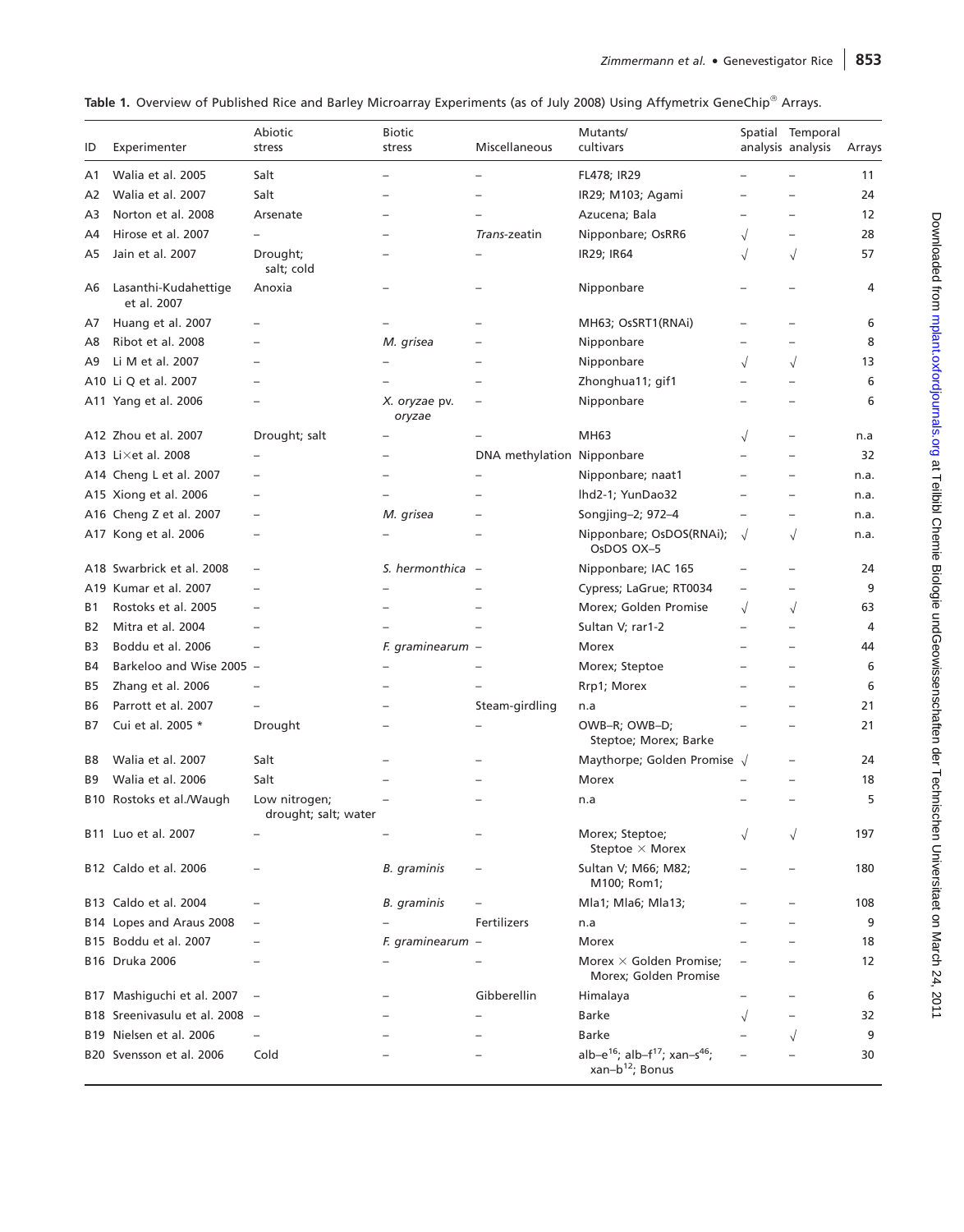**Table 1.** Overview of Published Rice and Barley Microarray Experiments (as of July 2008) Using Affymetrix GeneChip® Arrays.

| ID | Experimenter | Abiotic stress | Biotic stress | Miscellaneous | Mutants/ cultivars | Spatial analysis | Temporal analysis | Arrays |
|---|---|---|---|---|---|---|---|---|
| A1 | Walia et al. 2005 | Salt | – | – | FL478; IR29 | – | – | 11 |
| A2 | Walia et al. 2007 | Salt | – | – | IR29; M103; Agami | – | – | 24 |
| A3 | Norton et al. 2008 | Arsenate | – | – | Azucena; Bala | – | – | 12 |
| A4 | Hirose et al. 2007 | – | – | *Trans*-zeatin | Nipponbare; OsRR6 | √ | – | 28 |
| A5 | Jain et al. 2007 | Drought; salt; cold | – | – | IR29; IR64 | √ | √ | 57 |
| A6 | Lasanthi-Kudahettige et al. 2007 | Anoxia | – | – | Nipponbare | – | – | 4 |
| A7 | Huang et al. 2007 | – | – | – | MH63; OsSRT1(RNAi) | – | – | 6 |
| A8 | Ribot et al. 2008 | – | *M. grisea* | – | Nipponbare | – | – | 8 |
| A9 | Li M et al. 2007 | – | – | – | Nipponbare | √ | √ | 13 |
| A10 | Li Q et al. 2007 | – | – | – | Zhonghua11; gif1 | – | – | 6 |
| A11 | Yang et al. 2006 | – | *X. oryzae* pv. *oryzae* | – | Nipponbare | – | – | 6 |
| A12 | Zhou et al. 2007 | Drought; salt | – | – | MH63 | √ | – | n.a |
| A13 | Li×et al. 2008 | – | – | DNA methylation | Nipponbare | – | – | 32 |
| A14 | Cheng L et al. 2007 | – | – | – | Nipponbare; naat1 | – | – | n.a. |
| A15 | Xiong et al. 2006 | – | – | – | lhd2-1; YunDao32 | – | – | n.a. |
| A16 | Cheng Z et al. 2007 | – | *M. grisea* | – | Songjing–2; 972–4 | – | – | n.a. |
| A17 | Kong et al. 2006 | – | – | – | Nipponbare; OsDOS(RNAi); OsDOS OX–5 | √ | √ | n.a. |
| A18 | Swarbrick et al. 2008 | – | *S. hermonthica* | – | Nipponbare; IAC 165 | – | – | 24 |
| A19 | Kumar et al. 2007 | – | – | – | Cypress; LaGrue; RT0034 | – | – | 9 |
| B1 | Rostoks et al. 2005 | – | – | – | Morex; Golden Promise | √ | √ | 63 |
| B2 | Mitra et al. 2004 | – | – | – | Sultan V; rar1-2 | – | – | 4 |
| B3 | Boddu et al. 2006 | – | *F. graminearum* | – | Morex | – | – | 44 |
| B4 | Barkeloo and Wise 2005 | – | – | – | Morex; Steptoe | – | – | 6 |
| B5 | Zhang et al. 2006 | – | – | – | Rrp1; Morex | – | – | 6 |
| B6 | Parrott et al. 2007 | – | – | Steam-girdling | n.a | – | – | 21 |
| B7 | Cui et al. 2005 * | Drought | – | – | OWB–R; OWB–D; Steptoe; Morex; Barke | – | – | 21 |
| B8 | Walia et al. 2007 | Salt | – | – | Maythorpe; Golden Promise | √ | – | 24 |
| B9 | Walia et al. 2006 | Salt | – | – | Morex | – | – | 18 |
| B10 | Rostoks et al./Waugh | Low nitrogen; drought; salt; water | – | – | n.a | – | – | 5 |
| B11 | Luo et al. 2007 | – | – | – | Morex; Steptoe; Steptoe × Morex | √ | √ | 197 |
| B12 | Caldo et al. 2006 | – | *B. graminis* | – | Sultan V; M66; M82; M100; Rom1; | – | – | 180 |
| B13 | Caldo et al. 2004 | – | *B. graminis* | – | Mla1; Mla6; Mla13; | – | – | 108 |
| B14 | Lopes and Araus 2008 | – | – | Fertilizers | n.a | – | – | 9 |
| B15 | Boddu et al. 2007 | – | *F. graminearum* | – | Morex | – | – | 18 |
| B16 | Druka 2006 | – | – | – | Morex × Golden Promise; Morex; Golden Promise | – | – | 12 |
| B17 | Mashiguchi et al. 2007 | – | – | Gibberellin | Himalaya | – | – | 6 |
| B18 | Sreenivasulu et al. 2008 | – | – | – | Barke | √ | – | 32 |
| B19 | Nielsen et al. 2006 | – | – | – | Barke | – | √ | 9 |
| B20 | Svensson et al. 2006 | Cold | – | – | alb–e[16]; alb–f[17]; xan–s[46]; xan–b[12]; Bonus | – | – | 30 |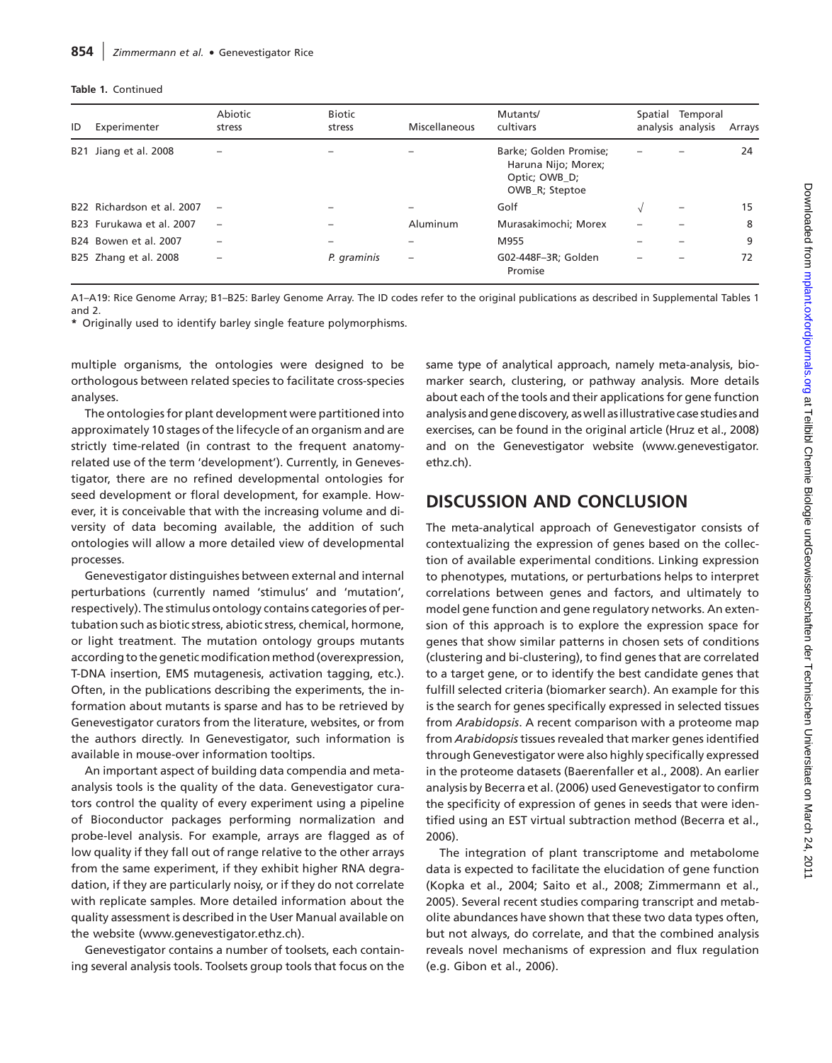**Table 1.** Continued

| ID | Experimenter | Abiotic stress | Biotic stress | Miscellaneous | Mutants/ cultivars | Spatial analysis | Temporal analysis | Arrays |
|---|---|---|---|---|---|---|---|---|
| B21 | Jiang et al. 2008 | – | – | – | Barke; Golden Promise; Haruna Nijo; Morex; Optic; OWB_D; OWB_R; Steptoe | – | – | 24 |
| B22 | Richardson et al. 2007 | – | – | – | Golf | √ | – | 15 |
| B23 | Furukawa et al. 2007 | – | – | Aluminum | Murasakimochi; Morex | – | – | 8 |
| B24 | Bowen et al. 2007 | – | – | – | M955 | – | – | 9 |
| B25 | Zhang et al. 2008 | – | *P. graminis* | – | G02-448F–3R; Golden Promise | – | – | 72 |

A1–A19: Rice Genome Array; B1–B25: Barley Genome Array. The ID codes refer to the original publications as described in Supplemental Tables 1 and 2.

\* Originally used to identify barley single feature polymorphisms.

multiple organisms, the ontologies were designed to be orthologous between related species to facilitate cross-species analyses.

The ontologies for plant development were partitioned into approximately 10 stages of the lifecycle of an organism and are strictly time-related (in contrast to the frequent anatomy-related use of the term 'development'). Currently, in Genevestigator, there are no refined developmental ontologies for seed development or floral development, for example. However, it is conceivable that with the increasing volume and diversity of data becoming available, the addition of such ontologies will allow a more detailed view of developmental processes.

Genevestigator distinguishes between external and internal perturbations (currently named 'stimulus' and 'mutation', respectively). The stimulus ontology contains categories of pertubation such as biotic stress, abiotic stress, chemical, hormone, or light treatment. The mutation ontology groups mutants according to the genetic modification method (overexpression, T-DNA insertion, EMS mutagenesis, activation tagging, etc.). Often, in the publications describing the experiments, the information about mutants is sparse and has to be retrieved by Genevestigator curators from the literature, websites, or from the authors directly. In Genevestigator, such information is available in mouse-over information tooltips.

An important aspect of building data compendia and meta-analysis tools is the quality of the data. Genevestigator curators control the quality of every experiment using a pipeline of Bioconductor packages performing normalization and probe-level analysis. For example, arrays are flagged as of low quality if they fall out of range relative to the other arrays from the same experiment, if they exhibit higher RNA degradation, if they are particularly noisy, or if they do not correlate with replicate samples. More detailed information about the quality assessment is described in the User Manual available on the website (www.genevestigator.ethz.ch).

Genevestigator contains a number of toolsets, each containing several analysis tools. Toolsets group tools that focus on the same type of analytical approach, namely meta-analysis, biomarker search, clustering, or pathway analysis. More details about each of the tools and their applications for gene function analysis and gene discovery, as well as illustrative case studies and exercises, can be found in the original article (Hruz et al., 2008) and on the Genevestigator website (www.genevestigator.ethz.ch).

## DISCUSSION AND CONCLUSION

The meta-analytical approach of Genevestigator consists of contextualizing the expression of genes based on the collection of available experimental conditions. Linking expression to phenotypes, mutations, or perturbations helps to interpret correlations between genes and factors, and ultimately to model gene function and gene regulatory networks. An extension of this approach is to explore the expression space for genes that show similar patterns in chosen sets of conditions (clustering and bi-clustering), to find genes that are correlated to a target gene, or to identify the best candidate genes that fulfill selected criteria (biomarker search). An example for this is the search for genes specifically expressed in selected tissues from *Arabidopsis*. A recent comparison with a proteome map from *Arabidopsis* tissues revealed that marker genes identified through Genevestigator were also highly specifically expressed in the proteome datasets (Baerenfaller et al., 2008). An earlier analysis by Becerra et al. (2006) used Genevestigator to confirm the specificity of expression of genes in seeds that were identified using an EST virtual subtraction method (Becerra et al., 2006).

The integration of plant transcriptome and metabolome data is expected to facilitate the elucidation of gene function (Kopka et al., 2004; Saito et al., 2008; Zimmermann et al., 2005). Several recent studies comparing transcript and metabolite abundances have shown that these two data types often, but not always, do correlate, and that the combined analysis reveals novel mechanisms of expression and flux regulation (e.g. Gibon et al., 2006).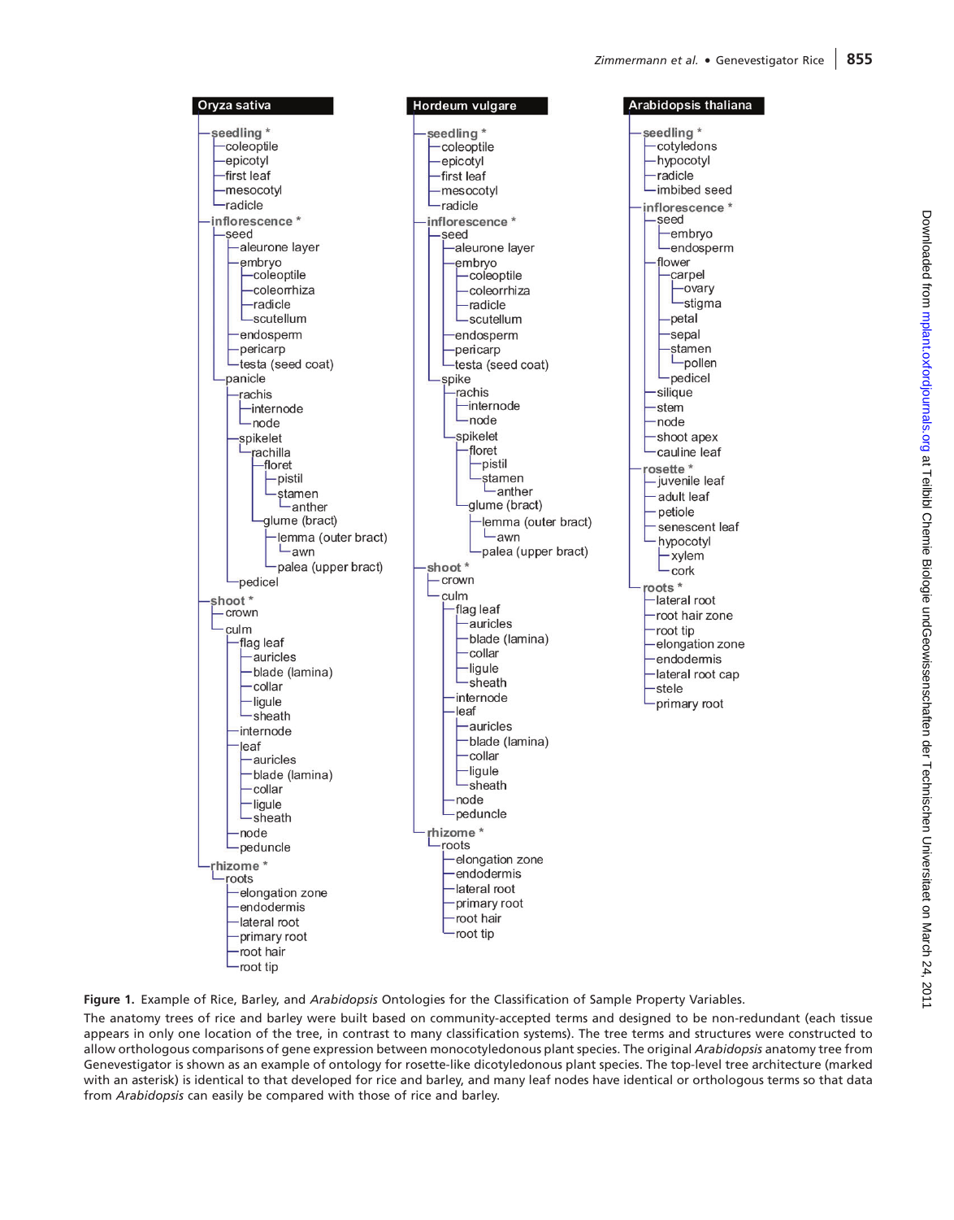**Oryza sativa**

- seedling *
  - coleoptile
  - epicotyl
  - first leaf
  - mesocotyl
  - radicle
- inflorescence *
  - seed
    - aleurone layer
    - embryo
      - coleoptile
      - coleorrhiza
      - radicle
      - scutellum
    - endosperm
    - pericarp
    - testa (seed coat)
  - panicle
    - rachis
      - internode
      - node
    - spikelet
      - rachilla
        - floret
          - pistil
          - stamen
            - anther
        - glume (bract)
          - lemma (outer bract)
            - awn
          - palea (upper bract)
    - pedicel
- shoot *
  - crown
  - culm
    - flag leaf
      - auricles
      - blade (lamina)
      - collar
      - ligule
      - sheath
    - internode
    - leaf
      - auricles
      - blade (lamina)
      - collar
      - ligule
      - sheath
    - node
    - peduncle
- rhizome *
  - roots
    - elongation zone
    - endodermis
    - lateral root
    - primary root
    - root hair
    - root tip

**Hordeum vulgare**

- seedling *
  - coleoptile
  - epicotyl
  - first leaf
  - mesocotyl
  - radicle
- inflorescence *
  - seed
    - aleurone layer
    - embryo
      - coleoptile
      - coleorrhiza
      - radicle
      - scutellum
    - endosperm
    - pericarp
    - testa (seed coat)
  - spike
    - rachis
      - internode
      - node
    - spikelet
      - floret
        - pistil
        - stamen
          - anther
      - glume (bract)
        - lemma (outer bract)
          - awn
        - palea (upper bract)
- shoot *
  - crown
  - culm
    - flag leaf
      - auricles
      - blade (lamina)
      - collar
      - ligule
      - sheath
    - internode
    - leaf
      - auricles
      - blade (lamina)
      - collar
      - ligule
      - sheath
    - node
    - peduncle
- rhizome *
  - roots
    - elongation zone
    - endodermis
    - lateral root
    - primary root
    - root hair
    - root tip

**Arabidopsis thaliana**

- seedling *
  - cotyledons
  - hypocotyl
  - radicle
  - imbibed seed
- inflorescence *
  - seed
    - embryo
    - endosperm
  - flower
    - carpel
      - ovary
      - stigma
    - petal
    - sepal
    - stamen
      - pollen
    - pedicel
  - silique
  - stem
  - node
  - shoot apex
  - cauline leaf
- rosette *
  - juvenile leaf
  - adult leaf
  - petiole
  - senescent leaf
  - hypocotyl
    - xylem
    - cork
- roots *
  - lateral root
  - root hair zone
  - root tip
  - elongation zone
  - endodermis
  - lateral root cap
  - stele
  - primary root

**Figure 1.** Example of Rice, Barley, and *Arabidopsis* Ontologies for the Classification of Sample Property Variables.

The anatomy trees of rice and barley were built based on community-accepted terms and designed to be non-redundant (each tissue appears in only one location of the tree, in contrast to many classification systems). The tree terms and structures were constructed to allow orthologous comparisons of gene expression between monocotyledonous plant species. The original *Arabidopsis* anatomy tree from Genevestigator is shown as an example of ontology for rosette-like dicotyledonous plant species. The top-level tree architecture (marked with an asterisk) is identical to that developed for rice and barley, and many leaf nodes have identical or orthologous terms so that data from *Arabidopsis* can easily be compared with those of rice and barley.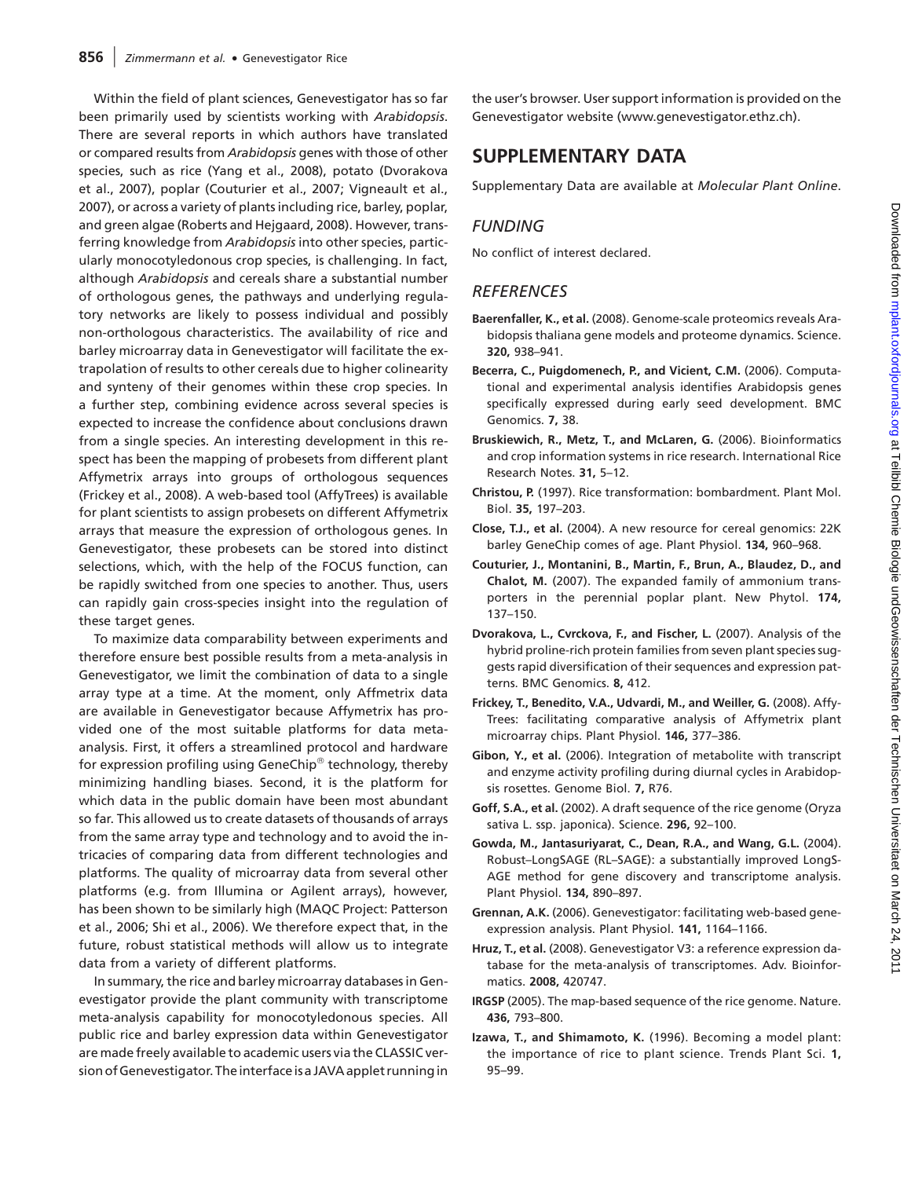Within the field of plant sciences, Genevestigator has so far been primarily used by scientists working with *Arabidopsis*. There are several reports in which authors have translated or compared results from *Arabidopsis* genes with those of other species, such as rice (Yang et al., 2008), potato (Dvorakova et al., 2007), poplar (Couturier et al., 2007; Vigneault et al., 2007), or across a variety of plants including rice, barley, poplar, and green algae (Roberts and Hejgaard, 2008). However, transferring knowledge from *Arabidopsis* into other species, particularly monocotyledonous crop species, is challenging. In fact, although *Arabidopsis* and cereals share a substantial number of orthologous genes, the pathways and underlying regulatory networks are likely to possess individual and possibly non-orthologous characteristics. The availability of rice and barley microarray data in Genevestigator will facilitate the extrapolation of results to other cereals due to higher colinearity and synteny of their genomes within these crop species. In a further step, combining evidence across several species is expected to increase the confidence about conclusions drawn from a single species. An interesting development in this respect has been the mapping of probesets from different plant Affymetrix arrays into groups of orthologous sequences (Frickey et al., 2008). A web-based tool (AffyTrees) is available for plant scientists to assign probesets on different Affymetrix arrays that measure the expression of orthologous genes. In Genevestigator, these probesets can be stored into distinct selections, which, with the help of the FOCUS function, can be rapidly switched from one species to another. Thus, users can rapidly gain cross-species insight into the regulation of these target genes.

To maximize data comparability between experiments and therefore ensure best possible results from a meta-analysis in Genevestigator, we limit the combination of data to a single array type at a time. At the moment, only Affmetrix data are available in Genevestigator because Affymetrix has provided one of the most suitable platforms for data meta-analysis. First, it offers a streamlined protocol and hardware for expression profiling using GeneChip® technology, thereby minimizing handling biases. Second, it is the platform for which data in the public domain have been most abundant so far. This allowed us to create datasets of thousands of arrays from the same array type and technology and to avoid the intricacies of comparing data from different technologies and platforms. The quality of microarray data from several other platforms (e.g. from Illumina or Agilent arrays), however, has been shown to be similarly high (MAQC Project: Patterson et al., 2006; Shi et al., 2006). We therefore expect that, in the future, robust statistical methods will allow us to integrate data from a variety of different platforms.

In summary, the rice and barley microarray databases in Genevestigator provide the plant community with transcriptome meta-analysis capability for monocotyledonous species. All public rice and barley expression data within Genevestigator are made freely available to academic users via the CLASSIC version of Genevestigator. The interface is a JAVA applet running in the user's browser. User support information is provided on the Genevestigator website (www.genevestigator.ethz.ch).

## SUPPLEMENTARY DATA

Supplementary Data are available at *Molecular Plant Online*.

### *FUNDING*

No conflict of interest declared.

### *REFERENCES*

**Baerenfaller, K., et al.** (2008). Genome-scale proteomics reveals Arabidopsis thaliana gene models and proteome dynamics. Science. **320,** 938–941.

**Becerra, C., Puigdomenech, P., and Vicient, C.M.** (2006). Computational and experimental analysis identifies Arabidopsis genes specifically expressed during early seed development. BMC Genomics. **7,** 38.

**Bruskiewich, R., Metz, T., and McLaren, G.** (2006). Bioinformatics and crop information systems in rice research. International Rice Research Notes. **31,** 5–12.

**Christou, P.** (1997). Rice transformation: bombardment. Plant Mol. Biol. **35,** 197–203.

**Close, T.J., et al.** (2004). A new resource for cereal genomics: 22K barley GeneChip comes of age. Plant Physiol. **134,** 960–968.

**Couturier, J., Montanini, B., Martin, F., Brun, A., Blaudez, D., and Chalot, M.** (2007). The expanded family of ammonium transporters in the perennial poplar plant. New Phytol. **174,** 137–150.

**Dvorakova, L., Cvrckova, F., and Fischer, L.** (2007). Analysis of the hybrid proline-rich protein families from seven plant species suggests rapid diversification of their sequences and expression patterns. BMC Genomics. **8,** 412.

**Frickey, T., Benedito, V.A., Udvardi, M., and Weiller, G.** (2008). AffyTrees: facilitating comparative analysis of Affymetrix plant microarray chips. Plant Physiol. **146,** 377–386.

**Gibon, Y., et al.** (2006). Integration of metabolite with transcript and enzyme activity profiling during diurnal cycles in Arabidopsis rosettes. Genome Biol. **7,** R76.

**Goff, S.A., et al.** (2002). A draft sequence of the rice genome (Oryza sativa L. ssp. japonica). Science. **296,** 92–100.

**Gowda, M., Jantasuriyarat, C., Dean, R.A., and Wang, G.L.** (2004). Robust–LongSAGE (RL–SAGE): a substantially improved LongSAGE method for gene discovery and transcriptome analysis. Plant Physiol. **134,** 890–897.

**Grennan, A.K.** (2006). Genevestigator: facilitating web-based gene-expression analysis. Plant Physiol. **141,** 1164–1166.

**Hruz, T., et al.** (2008). Genevestigator V3: a reference expression database for the meta-analysis of transcriptomes. Adv. Bioinformatics. **2008,** 420747.

**IRGSP** (2005). The map-based sequence of the rice genome. Nature. **436,** 793–800.

**Izawa, T., and Shimamoto, K.** (1996). Becoming a model plant: the importance of rice to plant science. Trends Plant Sci. **1,** 95–99.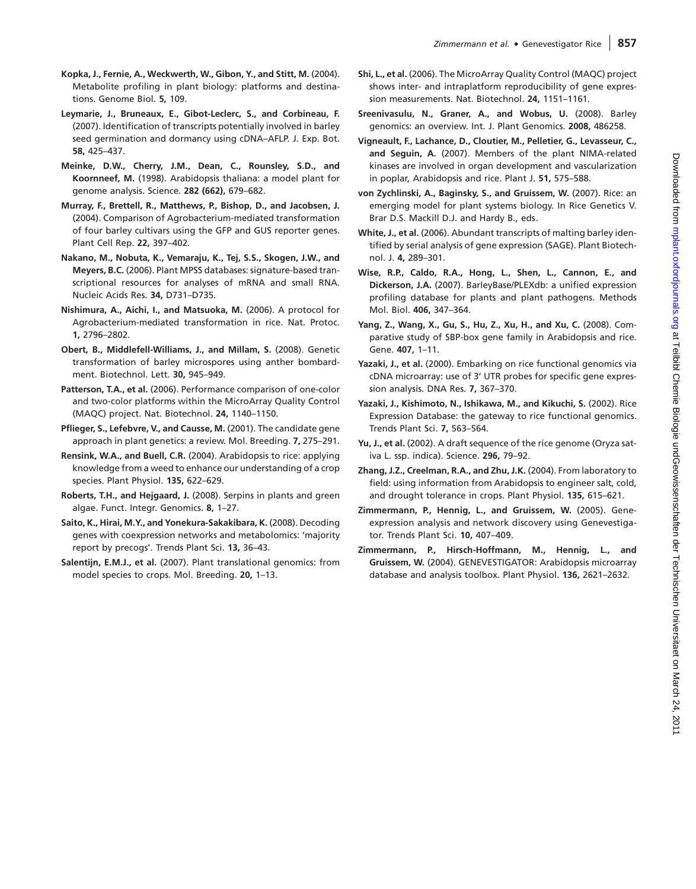**Kopka, J., Fernie, A., Weckwerth, W., Gibon, Y., and Stitt, M.** (2004). Metabolite profiling in plant biology: platforms and destinations. Genome Biol. **5,** 109.

**Leymarie, J., Bruneaux, E., Gibot-Leclerc, S., and Corbineau, F.** (2007). Identification of transcripts potentially involved in barley seed germination and dormancy using cDNA–AFLP. J. Exp. Bot. **58,** 425–437.

**Meinke, D.W., Cherry, J.M., Dean, C., Rounsley, S.D., and Koornneef, M.** (1998). Arabidopsis thaliana: a model plant for genome analysis. Science. **282 (662),** 679–682.

**Murray, F., Brettell, R., Matthews, P., Bishop, D., and Jacobsen, J.** (2004). Comparison of Agrobacterium-mediated transformation of four barley cultivars using the GFP and GUS reporter genes. Plant Cell Rep. **22,** 397–402.

**Nakano, M., Nobuta, K., Vemaraju, K., Tej, S.S., Skogen, J.W., and Meyers, B.C.** (2006). Plant MPSS databases: signature-based transcriptional resources for analyses of mRNA and small RNA. Nucleic Acids Res. **34,** D731–D735.

**Nishimura, A., Aichi, I., and Matsuoka, M.** (2006). A protocol for Agrobacterium-mediated transformation in rice. Nat. Protoc. **1,** 2796–2802.

**Obert, B., Middlefell-Williams, J., and Millam, S.** (2008). Genetic transformation of barley microspores using anther bombardment. Biotechnol. Lett. **30,** 945–949.

**Patterson, T.A., et al.** (2006). Performance comparison of one-color and two-color platforms within the MicroArray Quality Control (MAQC) project. Nat. Biotechnol. **24,** 1140–1150.

**Pflieger, S., Lefebvre, V., and Causse, M.** (2001). The candidate gene approach in plant genetics: a review. Mol. Breeding. **7,** 275–291.

**Rensink, W.A., and Buell, C.R.** (2004). Arabidopsis to rice: applying knowledge from a weed to enhance our understanding of a crop species. Plant Physiol. **135,** 622–629.

**Roberts, T.H., and Hejgaard, J.** (2008). Serpins in plants and green algae. Funct. Integr. Genomics. **8,** 1–27.

**Saito, K., Hirai, M.Y., and Yonekura-Sakakibara, K.** (2008). Decoding genes with coexpression networks and metabolomics: 'majority report by precogs'. Trends Plant Sci. **13,** 36–43.

**Salentijn, E.M.J., et al.** (2007). Plant translational genomics: from model species to crops. Mol. Breeding. **20,** 1–13.

**Shi, L., et al.** (2006). The MicroArray Quality Control (MAQC) project shows inter- and intraplatform reproducibility of gene expression measurements. Nat. Biotechnol. **24,** 1151–1161.

**Sreenivasulu, N., Graner, A., and Wobus, U.** (2008). Barley genomics: an overview. Int. J. Plant Genomics. **2008,** 486258.

**Vigneault, F., Lachance, D., Cloutier, M., Pelletier, G., Levasseur, C., and Seguin, A.** (2007). Members of the plant NIMA-related kinases are involved in organ development and vascularization in poplar, Arabidopsis and rice. Plant J. **51,** 575–588.

**von Zychlinski, A., Baginsky, S., and Gruissem, W.** (2007). Rice: an emerging model for plant systems biology. In Rice Genetics V. Brar D.S. Mackill D.J. and Hardy B., eds.

**White, J., et al.** (2006). Abundant transcripts of malting barley identified by serial analysis of gene expression (SAGE). Plant Biotechnol. J. **4,** 289–301.

**Wise, R.P., Caldo, R.A., Hong, L., Shen, L., Cannon, E., and Dickerson, J.A.** (2007). BarleyBase/PLEXdb: a unified expression profiling database for plants and plant pathogens. Methods Mol. Biol. **406,** 347–364.

**Yang, Z., Wang, X., Gu, S., Hu, Z., Xu, H., and Xu, C.** (2008). Comparative study of SBP-box gene family in Arabidopsis and rice. Gene. **407,** 1–11.

**Yazaki, J., et al.** (2000). Embarking on rice functional genomics via cDNA microarray: use of 3′ UTR probes for specific gene expression analysis. DNA Res. **7,** 367–370.

**Yazaki, J., Kishimoto, N., Ishikawa, M., and Kikuchi, S.** (2002). Rice Expression Database: the gateway to rice functional genomics. Trends Plant Sci. **7,** 563–564.

**Yu, J., et al.** (2002). A draft sequence of the rice genome (Oryza sativa L. ssp. indica). Science. **296,** 79–92.

**Zhang, J.Z., Creelman, R.A., and Zhu, J.K.** (2004). From laboratory to field: using information from Arabidopsis to engineer salt, cold, and drought tolerance in crops. Plant Physiol. **135,** 615–621.

**Zimmermann, P., Hennig, L., and Gruissem, W.** (2005). Gene-expression analysis and network discovery using Genevestigator. Trends Plant Sci. **10,** 407–409.

**Zimmermann, P., Hirsch-Hoffmann, M., Hennig, L., and Gruissem, W.** (2004). GENEVESTIGATOR: Arabidopsis microarray database and analysis toolbox. Plant Physiol. **136,** 2621–2632.